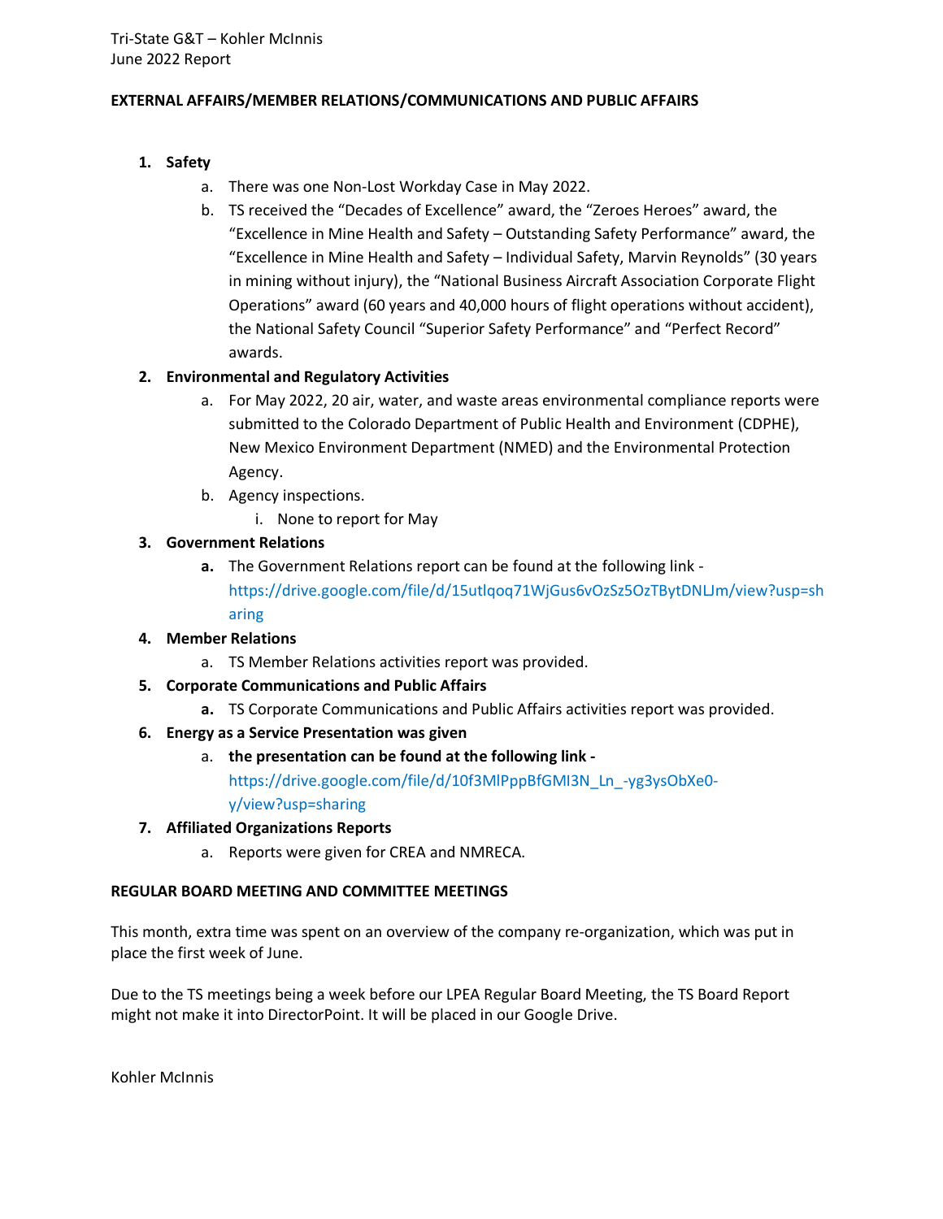Tri-State G&T – Kohler McInnis
June 2022 Report

**EXTERNAL AFFAIRS/MEMBER RELATIONS/COMMUNICATIONS AND PUBLIC AFFAIRS**

1. **Safety**
   a. There was one Non-Lost Workday Case in May 2022.
   b. TS received the "Decades of Excellence" award, the "Zeroes Heroes" award, the "Excellence in Mine Health and Safety – Outstanding Safety Performance" award, the "Excellence in Mine Health and Safety – Individual Safety, Marvin Reynolds" (30 years in mining without injury), the "National Business Aircraft Association Corporate Flight Operations" award (60 years and 40,000 hours of flight operations without accident), the National Safety Council "Superior Safety Performance" and "Perfect Record" awards.
2. **Environmental and Regulatory Activities**
   a. For May 2022, 20 air, water, and waste areas environmental compliance reports were submitted to the Colorado Department of Public Health and Environment (CDPHE), New Mexico Environment Department (NMED) and the Environmental Protection Agency.
   b. Agency inspections.
      i. None to report for May
3. **Government Relations**
   **a.** The Government Relations report can be found at the following link - https://drive.google.com/file/d/15utlqoq71WjGus6vOzSz5OzTBytDNLJm/view?usp=sharing
4. **Member Relations**
   a. TS Member Relations activities report was provided.
5. **Corporate Communications and Public Affairs**
   **a.** TS Corporate Communications and Public Affairs activities report was provided.
6. **Energy as a Service Presentation was given**
   a. **the presentation can be found at the following link -** https://drive.google.com/file/d/10f3MlPppBfGMI3N_Ln_-yg3ysObXe0-y/view?usp=sharing
7. **Affiliated Organizations Reports**
   a. Reports were given for CREA and NMRECA.

**REGULAR BOARD MEETING AND COMMITTEE MEETINGS**

This month, extra time was spent on an overview of the company re-organization, which was put in place the first week of June.

Due to the TS meetings being a week before our LPEA Regular Board Meeting, the TS Board Report might not make it into DirectorPoint. It will be placed in our Google Drive.

Kohler McInnis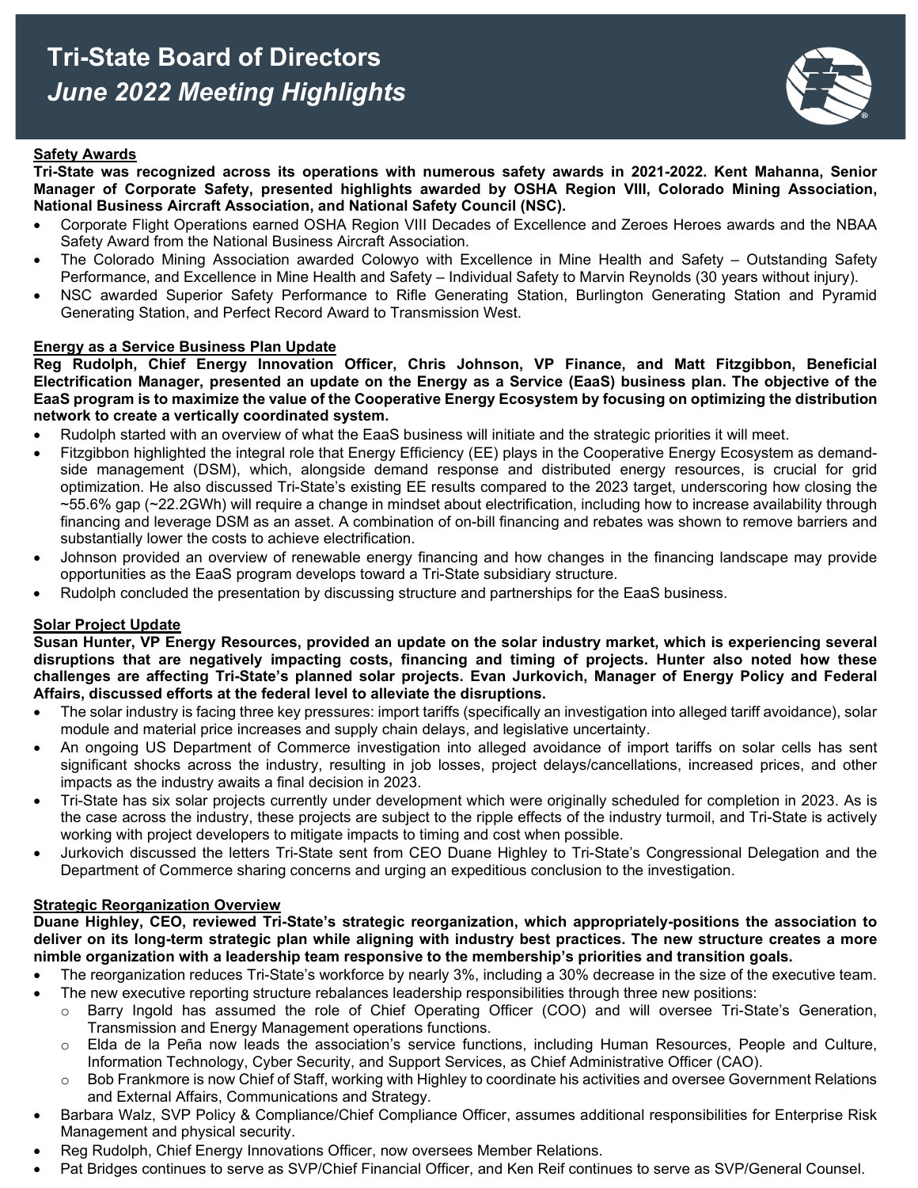# Tri-State Board of Directors

## *June 2022 Meeting Highlights*

**Safety Awards**

**Tri-State was recognized across its operations with numerous safety awards in 2021-2022. Kent Mahanna, Senior Manager of Corporate Safety, presented highlights awarded by OSHA Region VIII, Colorado Mining Association, National Business Aircraft Association, and National Safety Council (NSC).**

- Corporate Flight Operations earned OSHA Region VIII Decades of Excellence and Zeroes Heroes awards and the NBAA Safety Award from the National Business Aircraft Association.
- The Colorado Mining Association awarded Colowyo with Excellence in Mine Health and Safety – Outstanding Safety Performance, and Excellence in Mine Health and Safety – Individual Safety to Marvin Reynolds (30 years without injury).
- NSC awarded Superior Safety Performance to Rifle Generating Station, Burlington Generating Station and Pyramid Generating Station, and Perfect Record Award to Transmission West.

**Energy as a Service Business Plan Update**

**Reg Rudolph, Chief Energy Innovation Officer, Chris Johnson, VP Finance, and Matt Fitzgibbon, Beneficial Electrification Manager, presented an update on the Energy as a Service (EaaS) business plan. The objective of the EaaS program is to maximize the value of the Cooperative Energy Ecosystem by focusing on optimizing the distribution network to create a vertically coordinated system.**

- Rudolph started with an overview of what the EaaS business will initiate and the strategic priorities it will meet.
- Fitzgibbon highlighted the integral role that Energy Efficiency (EE) plays in the Cooperative Energy Ecosystem as demand-side management (DSM), which, alongside demand response and distributed energy resources, is crucial for grid optimization. He also discussed Tri-State's existing EE results compared to the 2023 target, underscoring how closing the ~55.6% gap (~22.2GWh) will require a change in mindset about electrification, including how to increase availability through financing and leverage DSM as an asset. A combination of on-bill financing and rebates was shown to remove barriers and substantially lower the costs to achieve electrification.
- Johnson provided an overview of renewable energy financing and how changes in the financing landscape may provide opportunities as the EaaS program develops toward a Tri-State subsidiary structure.
- Rudolph concluded the presentation by discussing structure and partnerships for the EaaS business.

**Solar Project Update**

**Susan Hunter, VP Energy Resources, provided an update on the solar industry market, which is experiencing several disruptions that are negatively impacting costs, financing and timing of projects. Hunter also noted how these challenges are affecting Tri-State's planned solar projects. Evan Jurkovich, Manager of Energy Policy and Federal Affairs, discussed efforts at the federal level to alleviate the disruptions.**

- The solar industry is facing three key pressures: import tariffs (specifically an investigation into alleged tariff avoidance), solar module and material price increases and supply chain delays, and legislative uncertainty.
- An ongoing US Department of Commerce investigation into alleged avoidance of import tariffs on solar cells has sent significant shocks across the industry, resulting in job losses, project delays/cancellations, increased prices, and other impacts as the industry awaits a final decision in 2023.
- Tri-State has six solar projects currently under development which were originally scheduled for completion in 2023. As is the case across the industry, these projects are subject to the ripple effects of the industry turmoil, and Tri-State is actively working with project developers to mitigate impacts to timing and cost when possible.
- Jurkovich discussed the letters Tri-State sent from CEO Duane Highley to Tri-State's Congressional Delegation and the Department of Commerce sharing concerns and urging an expeditious conclusion to the investigation.

**Strategic Reorganization Overview**

**Duane Highley, CEO, reviewed Tri-State's strategic reorganization, which appropriately-positions the association to deliver on its long-term strategic plan while aligning with industry best practices. The new structure creates a more nimble organization with a leadership team responsive to the membership's priorities and transition goals.**

- The reorganization reduces Tri-State's workforce by nearly 3%, including a 30% decrease in the size of the executive team.
- The new executive reporting structure rebalances leadership responsibilities through three new positions:
  - Barry Ingold has assumed the role of Chief Operating Officer (COO) and will oversee Tri-State's Generation, Transmission and Energy Management operations functions.
  - Elda de la Peña now leads the association's service functions, including Human Resources, People and Culture, Information Technology, Cyber Security, and Support Services, as Chief Administrative Officer (CAO).
  - Bob Frankmore is now Chief of Staff, working with Highley to coordinate his activities and oversee Government Relations and External Affairs, Communications and Strategy.
- Barbara Walz, SVP Policy & Compliance/Chief Compliance Officer, assumes additional responsibilities for Enterprise Risk Management and physical security.
- Reg Rudolph, Chief Energy Innovations Officer, now oversees Member Relations.
- Pat Bridges continues to serve as SVP/Chief Financial Officer, and Ken Reif continues to serve as SVP/General Counsel.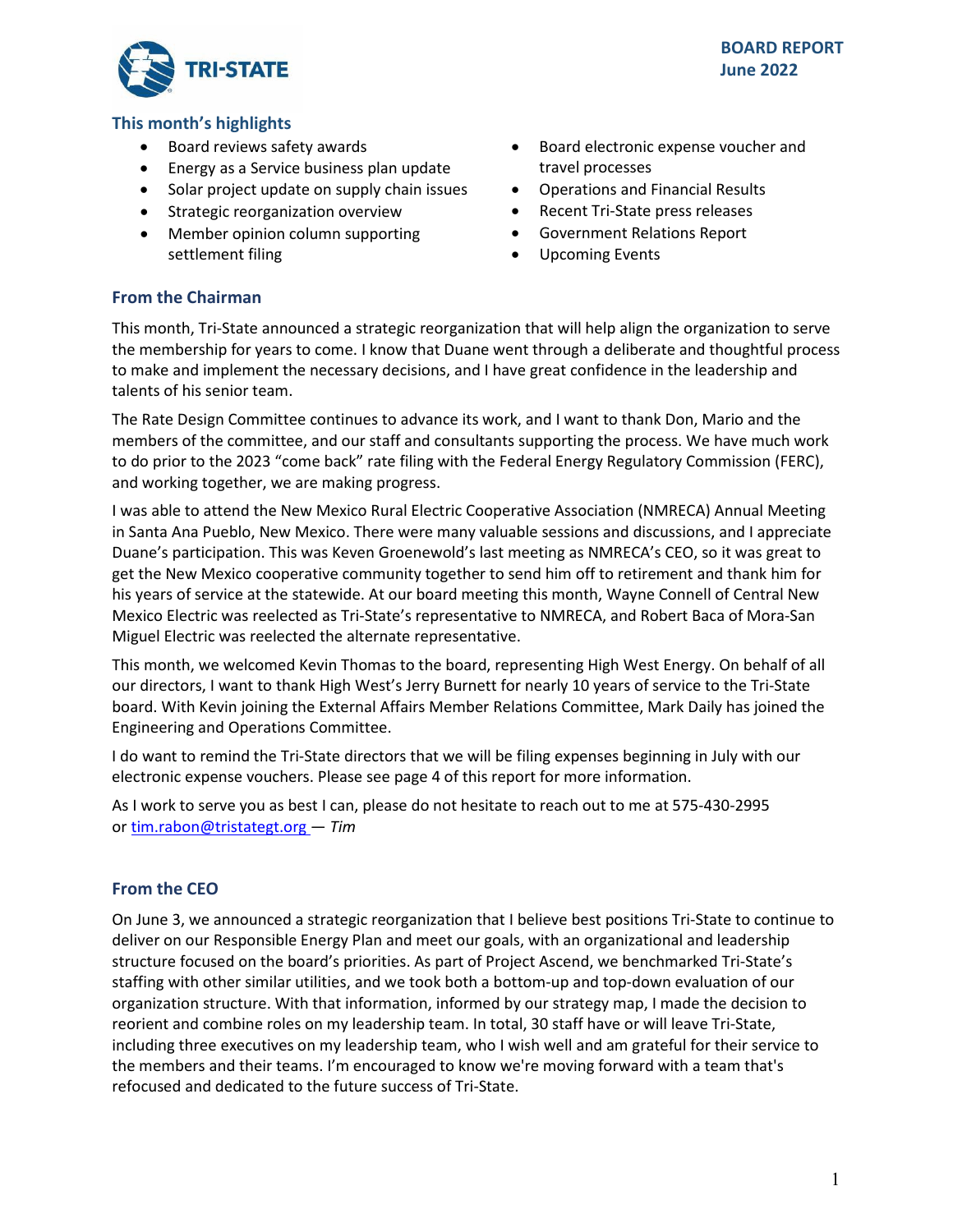**BOARD REPORT**
**June 2022**

## This month's highlights

- Board reviews safety awards
- Energy as a Service business plan update
- Solar project update on supply chain issues
- Strategic reorganization overview
- Member opinion column supporting settlement filing
- Board electronic expense voucher and travel processes
- Operations and Financial Results
- Recent Tri-State press releases
- Government Relations Report
- Upcoming Events

## From the Chairman

This month, Tri-State announced a strategic reorganization that will help align the organization to serve the membership for years to come. I know that Duane went through a deliberate and thoughtful process to make and implement the necessary decisions, and I have great confidence in the leadership and talents of his senior team.

The Rate Design Committee continues to advance its work, and I want to thank Don, Mario and the members of the committee, and our staff and consultants supporting the process. We have much work to do prior to the 2023 "come back" rate filing with the Federal Energy Regulatory Commission (FERC), and working together, we are making progress.

I was able to attend the New Mexico Rural Electric Cooperative Association (NMRECA) Annual Meeting in Santa Ana Pueblo, New Mexico. There were many valuable sessions and discussions, and I appreciate Duane's participation. This was Keven Groenewold's last meeting as NMRECA's CEO, so it was great to get the New Mexico cooperative community together to send him off to retirement and thank him for his years of service at the statewide. At our board meeting this month, Wayne Connell of Central New Mexico Electric was reelected as Tri-State's representative to NMRECA, and Robert Baca of Mora-San Miguel Electric was reelected the alternate representative.

This month, we welcomed Kevin Thomas to the board, representing High West Energy. On behalf of all our directors, I want to thank High West's Jerry Burnett for nearly 10 years of service to the Tri-State board. With Kevin joining the External Affairs Member Relations Committee, Mark Daily has joined the Engineering and Operations Committee.

I do want to remind the Tri-State directors that we will be filing expenses beginning in July with our electronic expense vouchers. Please see page 4 of this report for more information.

As I work to serve you as best I can, please do not hesitate to reach out to me at 575-430-2995 or tim.rabon@tristategt.org — *Tim*

## From the CEO

On June 3, we announced a strategic reorganization that I believe best positions Tri-State to continue to deliver on our Responsible Energy Plan and meet our goals, with an organizational and leadership structure focused on the board's priorities. As part of Project Ascend, we benchmarked Tri-State's staffing with other similar utilities, and we took both a bottom-up and top-down evaluation of our organization structure. With that information, informed by our strategy map, I made the decision to reorient and combine roles on my leadership team. In total, 30 staff have or will leave Tri-State, including three executives on my leadership team, who I wish well and am grateful for their service to the members and their teams. I'm encouraged to know we're moving forward with a team that's refocused and dedicated to the future success of Tri-State.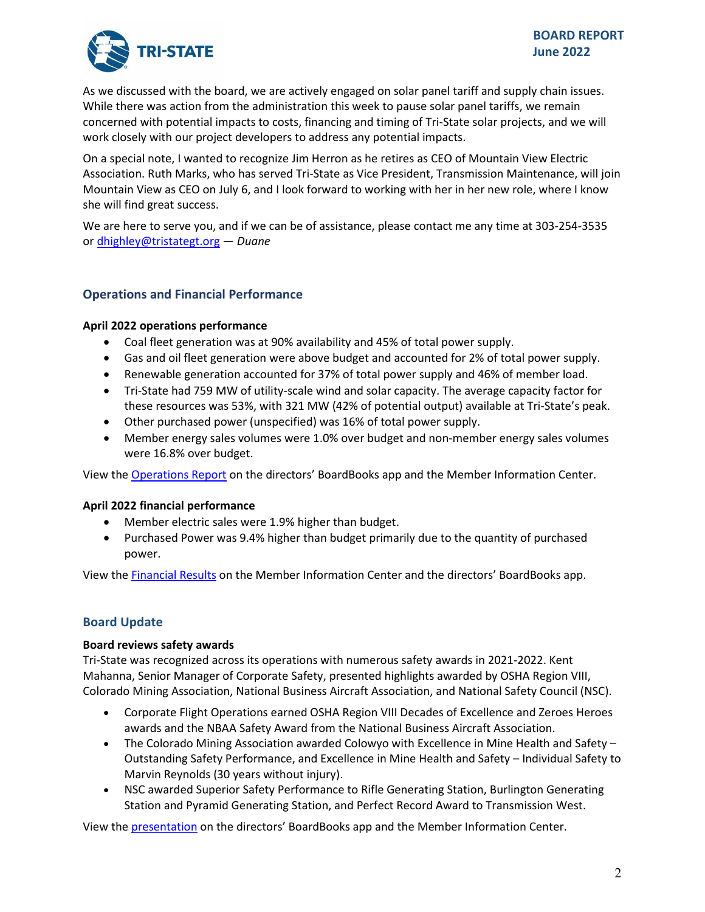As we discussed with the board, we are actively engaged on solar panel tariff and supply chain issues. While there was action from the administration this week to pause solar panel tariffs, we remain concerned with potential impacts to costs, financing and timing of Tri-State solar projects, and we will work closely with our project developers to address any potential impacts.

On a special note, I wanted to recognize Jim Herron as he retires as CEO of Mountain View Electric Association. Ruth Marks, who has served Tri-State as Vice President, Transmission Maintenance, will join Mountain View as CEO on July 6, and I look forward to working with her in her new role, where I know she will find great success.

We are here to serve you, and if we can be of assistance, please contact me any time at 303-254-3535 or dhighley@tristategt.org — *Duane*

## Operations and Financial Performance

**April 2022 operations performance**

- Coal fleet generation was at 90% availability and 45% of total power supply.
- Gas and oil fleet generation were above budget and accounted for 2% of total power supply.
- Renewable generation accounted for 37% of total power supply and 46% of member load.
- Tri-State had 759 MW of utility-scale wind and solar capacity. The average capacity factor for these resources was 53%, with 321 MW (42% of potential output) available at Tri-State's peak.
- Other purchased power (unspecified) was 16% of total power supply.
- Member energy sales volumes were 1.0% over budget and non-member energy sales volumes were 16.8% over budget.

View the Operations Report on the directors' BoardBooks app and the Member Information Center.

**April 2022 financial performance**

- Member electric sales were 1.9% higher than budget.
- Purchased Power was 9.4% higher than budget primarily due to the quantity of purchased power.

View the Financial Results on the Member Information Center and the directors' BoardBooks app.

## Board Update

**Board reviews safety awards**

Tri-State was recognized across its operations with numerous safety awards in 2021-2022. Kent Mahanna, Senior Manager of Corporate Safety, presented highlights awarded by OSHA Region VIII, Colorado Mining Association, National Business Aircraft Association, and National Safety Council (NSC).

- Corporate Flight Operations earned OSHA Region VIII Decades of Excellence and Zeroes Heroes awards and the NBAA Safety Award from the National Business Aircraft Association.
- The Colorado Mining Association awarded Colowyo with Excellence in Mine Health and Safety – Outstanding Safety Performance, and Excellence in Mine Health and Safety – Individual Safety to Marvin Reynolds (30 years without injury).
- NSC awarded Superior Safety Performance to Rifle Generating Station, Burlington Generating Station and Pyramid Generating Station, and Perfect Record Award to Transmission West.

View the presentation on the directors' BoardBooks app and the Member Information Center.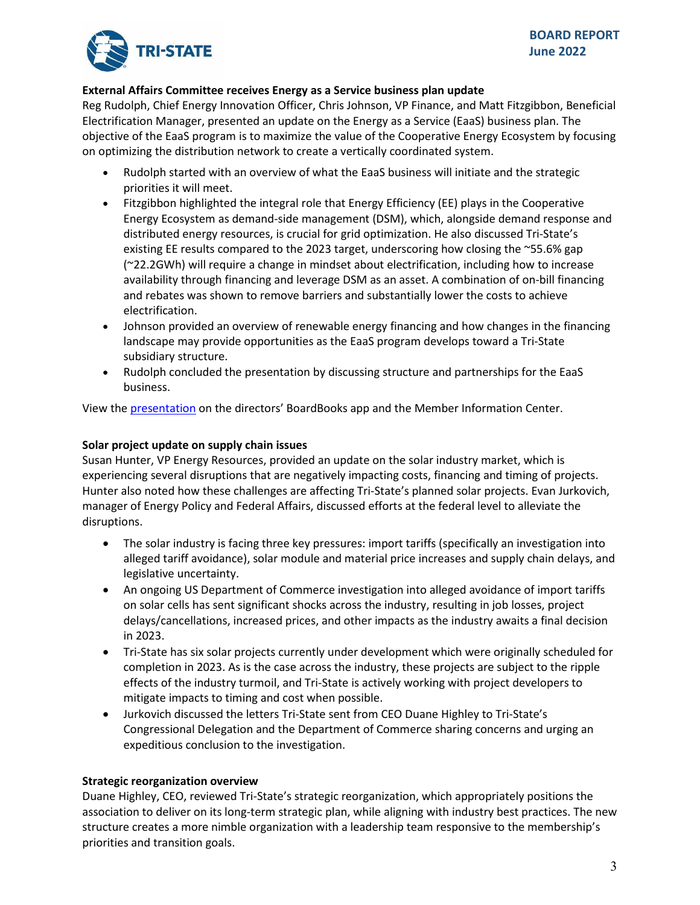**External Affairs Committee receives Energy as a Service business plan update**

Reg Rudolph, Chief Energy Innovation Officer, Chris Johnson, VP Finance, and Matt Fitzgibbon, Beneficial Electrification Manager, presented an update on the Energy as a Service (EaaS) business plan. The objective of the EaaS program is to maximize the value of the Cooperative Energy Ecosystem by focusing on optimizing the distribution network to create a vertically coordinated system.

- Rudolph started with an overview of what the EaaS business will initiate and the strategic priorities it will meet.
- Fitzgibbon highlighted the integral role that Energy Efficiency (EE) plays in the Cooperative Energy Ecosystem as demand-side management (DSM), which, alongside demand response and distributed energy resources, is crucial for grid optimization. He also discussed Tri-State's existing EE results compared to the 2023 target, underscoring how closing the ~55.6% gap (~22.2GWh) will require a change in mindset about electrification, including how to increase availability through financing and leverage DSM as an asset. A combination of on-bill financing and rebates was shown to remove barriers and substantially lower the costs to achieve electrification.
- Johnson provided an overview of renewable energy financing and how changes in the financing landscape may provide opportunities as the EaaS program develops toward a Tri-State subsidiary structure.
- Rudolph concluded the presentation by discussing structure and partnerships for the EaaS business.

View the presentation on the directors' BoardBooks app and the Member Information Center.

**Solar project update on supply chain issues**

Susan Hunter, VP Energy Resources, provided an update on the solar industry market, which is experiencing several disruptions that are negatively impacting costs, financing and timing of projects. Hunter also noted how these challenges are affecting Tri-State's planned solar projects. Evan Jurkovich, manager of Energy Policy and Federal Affairs, discussed efforts at the federal level to alleviate the disruptions.

- The solar industry is facing three key pressures: import tariffs (specifically an investigation into alleged tariff avoidance), solar module and material price increases and supply chain delays, and legislative uncertainty.
- An ongoing US Department of Commerce investigation into alleged avoidance of import tariffs on solar cells has sent significant shocks across the industry, resulting in job losses, project delays/cancellations, increased prices, and other impacts as the industry awaits a final decision in 2023.
- Tri-State has six solar projects currently under development which were originally scheduled for completion in 2023. As is the case across the industry, these projects are subject to the ripple effects of the industry turmoil, and Tri-State is actively working with project developers to mitigate impacts to timing and cost when possible.
- Jurkovich discussed the letters Tri-State sent from CEO Duane Highley to Tri-State's Congressional Delegation and the Department of Commerce sharing concerns and urging an expeditious conclusion to the investigation.

**Strategic reorganization overview**

Duane Highley, CEO, reviewed Tri-State's strategic reorganization, which appropriately positions the association to deliver on its long-term strategic plan, while aligning with industry best practices. The new structure creates a more nimble organization with a leadership team responsive to the membership's priorities and transition goals.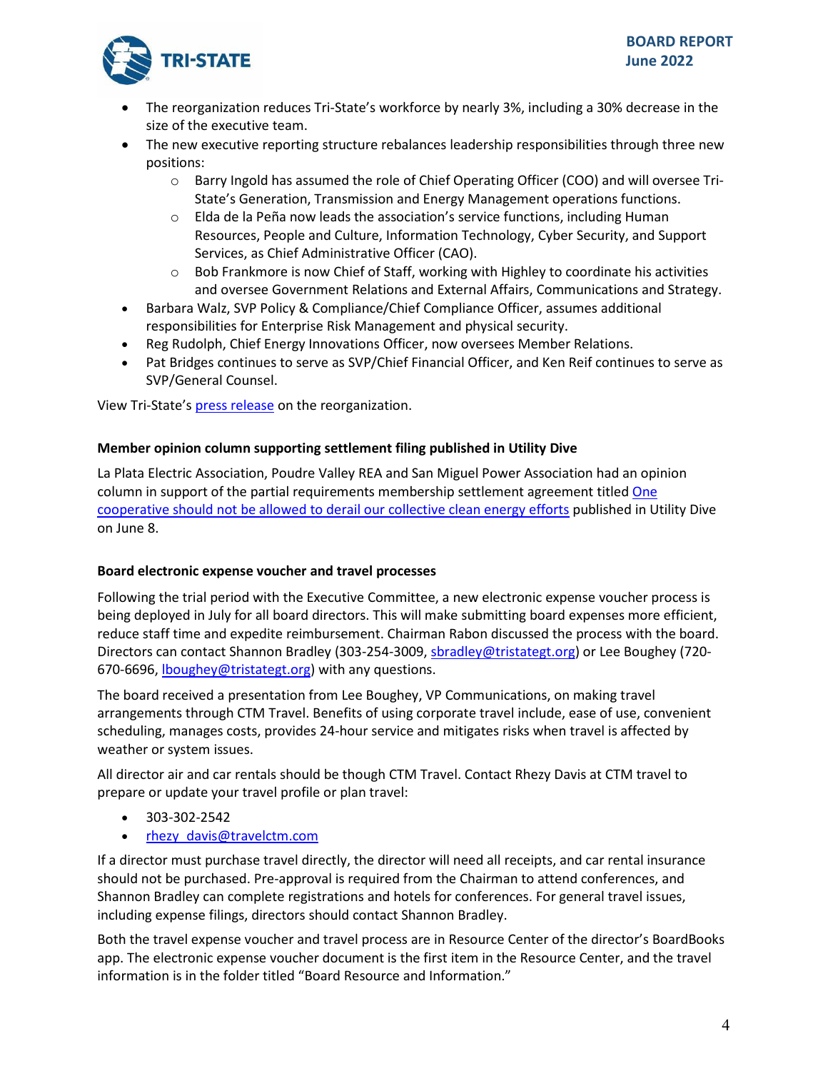- The reorganization reduces Tri-State's workforce by nearly 3%, including a 30% decrease in the size of the executive team.
- The new executive reporting structure rebalances leadership responsibilities through three new positions:
  - Barry Ingold has assumed the role of Chief Operating Officer (COO) and will oversee Tri-State's Generation, Transmission and Energy Management operations functions.
  - Elda de la Peña now leads the association's service functions, including Human Resources, People and Culture, Information Technology, Cyber Security, and Support Services, as Chief Administrative Officer (CAO).
  - Bob Frankmore is now Chief of Staff, working with Highley to coordinate his activities and oversee Government Relations and External Affairs, Communications and Strategy.
- Barbara Walz, SVP Policy & Compliance/Chief Compliance Officer, assumes additional responsibilities for Enterprise Risk Management and physical security.
- Reg Rudolph, Chief Energy Innovations Officer, now oversees Member Relations.
- Pat Bridges continues to serve as SVP/Chief Financial Officer, and Ken Reif continues to serve as SVP/General Counsel.

View Tri-State's press release on the reorganization.

**Member opinion column supporting settlement filing published in Utility Dive**

La Plata Electric Association, Poudre Valley REA and San Miguel Power Association had an opinion column in support of the partial requirements membership settlement agreement titled One cooperative should not be allowed to derail our collective clean energy efforts published in Utility Dive on June 8.

**Board electronic expense voucher and travel processes**

Following the trial period with the Executive Committee, a new electronic expense voucher process is being deployed in July for all board directors. This will make submitting board expenses more efficient, reduce staff time and expedite reimbursement. Chairman Rabon discussed the process with the board. Directors can contact Shannon Bradley (303-254-3009, sbradley@tristategt.org) or Lee Boughey (720-670-6696, lboughey@tristategt.org) with any questions.

The board received a presentation from Lee Boughey, VP Communications, on making travel arrangements through CTM Travel. Benefits of using corporate travel include, ease of use, convenient scheduling, manages costs, provides 24-hour service and mitigates risks when travel is affected by weather or system issues.

All director air and car rentals should be though CTM Travel. Contact Rhezy Davis at CTM travel to prepare or update your travel profile or plan travel:

- 303-302-2542
- rhezy_davis@travelctm.com

If a director must purchase travel directly, the director will need all receipts, and car rental insurance should not be purchased. Pre-approval is required from the Chairman to attend conferences, and Shannon Bradley can complete registrations and hotels for conferences. For general travel issues, including expense filings, directors should contact Shannon Bradley.

Both the travel expense voucher and travel process are in Resource Center of the director's BoardBooks app. The electronic expense voucher document is the first item in the Resource Center, and the travel information is in the folder titled "Board Resource and Information."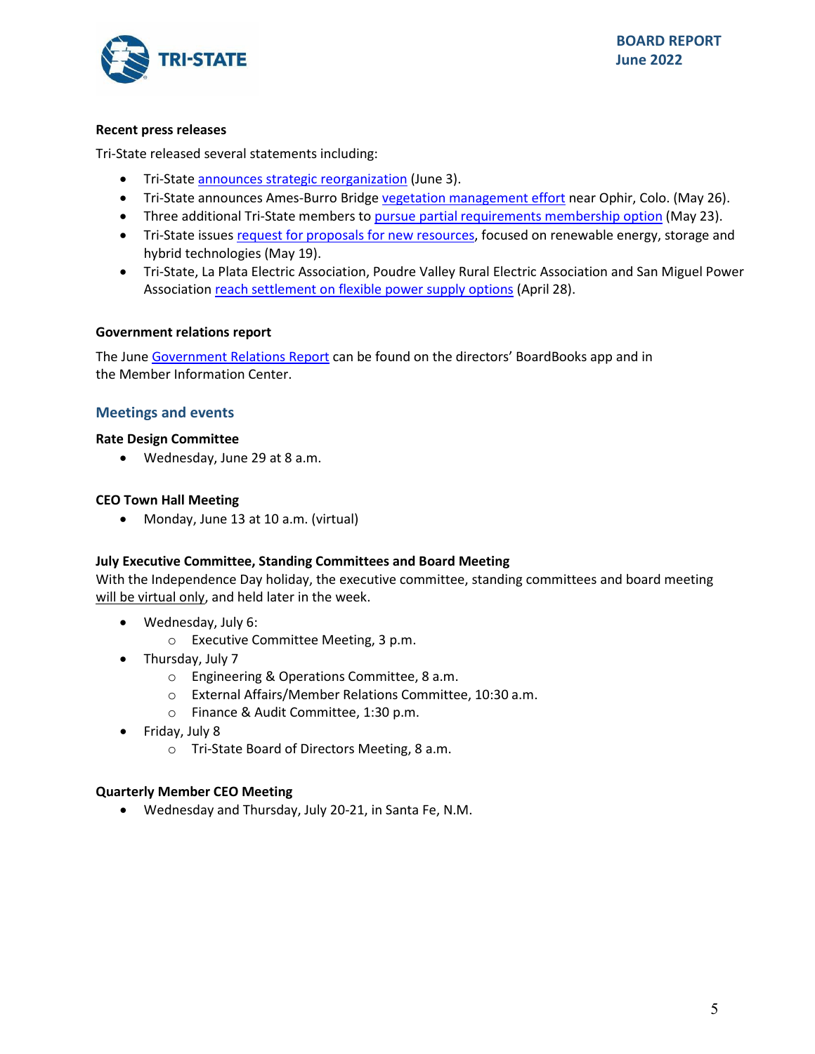**Recent press releases**

Tri-State released several statements including:

- Tri-State announces strategic reorganization (June 3).
- Tri-State announces Ames-Burro Bridge vegetation management effort near Ophir, Colo. (May 26).
- Three additional Tri-State members to pursue partial requirements membership option (May 23).
- Tri-State issues request for proposals for new resources, focused on renewable energy, storage and hybrid technologies (May 19).
- Tri-State, La Plata Electric Association, Poudre Valley Rural Electric Association and San Miguel Power Association reach settlement on flexible power supply options (April 28).

**Government relations report**

The June Government Relations Report can be found on the directors' BoardBooks app and in the Member Information Center.

## Meetings and events

**Rate Design Committee**

- Wednesday, June 29 at 8 a.m.

**CEO Town Hall Meeting**

- Monday, June 13 at 10 a.m. (virtual)

**July Executive Committee, Standing Committees and Board Meeting**

With the Independence Day holiday, the executive committee, standing committees and board meeting will be virtual only, and held later in the week.

- Wednesday, July 6:
  - Executive Committee Meeting, 3 p.m.
- Thursday, July 7
  - Engineering & Operations Committee, 8 a.m.
  - External Affairs/Member Relations Committee, 10:30 a.m.
  - Finance & Audit Committee, 1:30 p.m.
- Friday, July 8
  - Tri-State Board of Directors Meeting, 8 a.m.

**Quarterly Member CEO Meeting**

- Wednesday and Thursday, July 20-21, in Santa Fe, N.M.